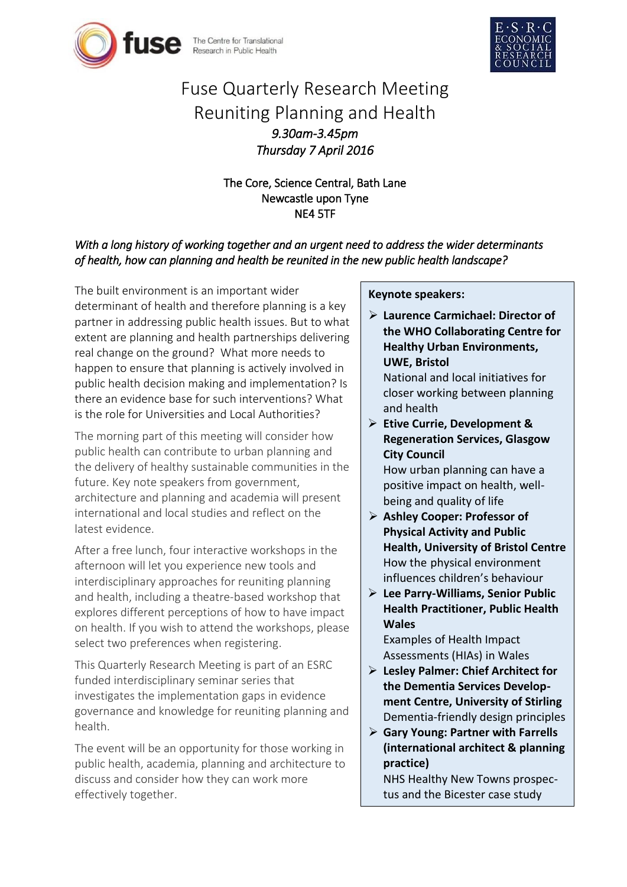fuse The Centre for Translational Research in Public Health

E·S·R·C ECONOMIC & SOCIAL RESEARCH COUNCIL

# Fuse Quarterly Research Meeting
# Reuniting Planning and Health

*9.30am-3.45pm*
*Thursday 7 April 2016*

The Core, Science Central, Bath Lane
Newcastle upon Tyne
NE4 5TF

*With a long history of working together and an urgent need to address the wider determinants of health, how can planning and health be reunited in the new public health landscape?*

The built environment is an important wider determinant of health and therefore planning is a key partner in addressing public health issues. But to what extent are planning and health partnerships delivering real change on the ground? What more needs to happen to ensure that planning is actively involved in public health decision making and implementation? Is there an evidence base for such interventions? What is the role for Universities and Local Authorities?

The morning part of this meeting will consider how public health can contribute to urban planning and the delivery of healthy sustainable communities in the future. Key note speakers from government, architecture and planning and academia will present international and local studies and reflect on the latest evidence.

After a free lunch, four interactive workshops in the afternoon will let you experience new tools and interdisciplinary approaches for reuniting planning and health, including a theatre-based workshop that explores different perceptions of how to have impact on health. If you wish to attend the workshops, please select two preferences when registering.

This Quarterly Research Meeting is part of an ESRC funded interdisciplinary seminar series that investigates the implementation gaps in evidence governance and knowledge for reuniting planning and health.

The event will be an opportunity for those working in public health, academia, planning and architecture to discuss and consider how they can work more effectively together.

**Keynote speakers:**

- **Laurence Carmichael: Director of the WHO Collaborating Centre for Healthy Urban Environments, UWE, Bristol**
  National and local initiatives for closer working between planning and health
- **Etive Currie, Development & Regeneration Services, Glasgow City Council**
  How urban planning can have a positive impact on health, well-being and quality of life
- **Ashley Cooper: Professor of Physical Activity and Public Health, University of Bristol Centre**
  How the physical environment influences children's behaviour
- **Lee Parry-Williams, Senior Public Health Practitioner, Public Health Wales**
  Examples of Health Impact Assessments (HIAs) in Wales
- **Lesley Palmer: Chief Architect for the Dementia Services Development Centre, University of Stirling**
  Dementia-friendly design principles
- **Gary Young: Partner with Farrells (international architect & planning practice)**
  NHS Healthy New Towns prospectus and the Bicester case study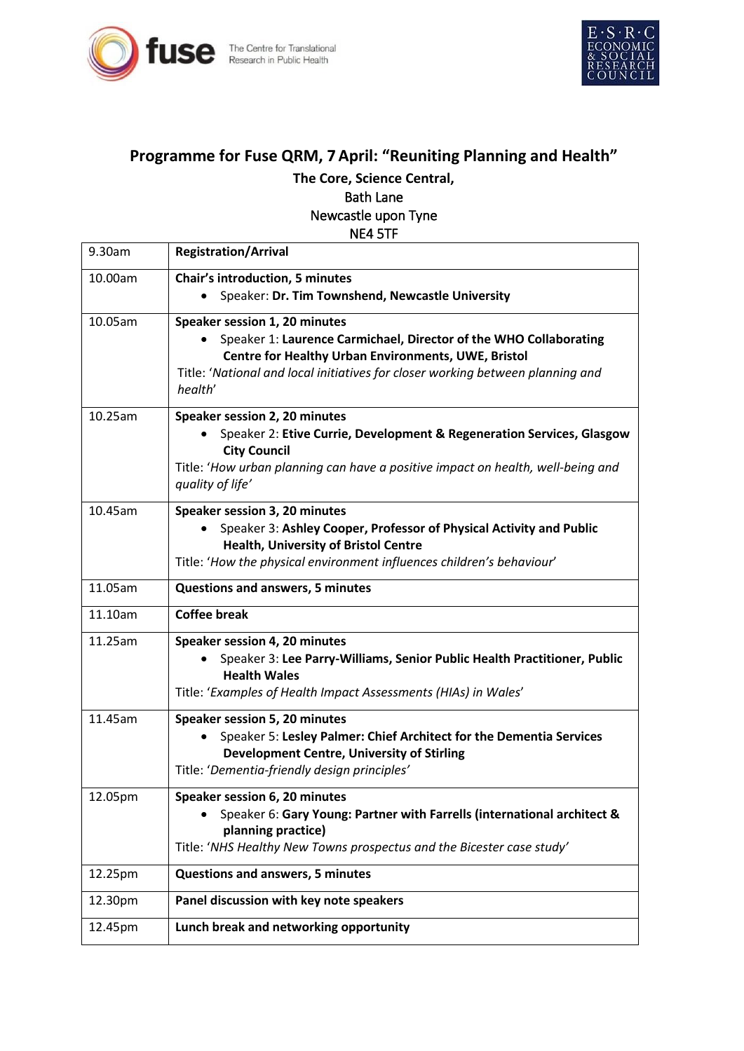fuse The Centre for Translational Research in Public Health

E·S·R·C ECONOMIC & SOCIAL RESEARCH COUNCIL

# Programme for Fuse QRM, 7 April: "Reuniting Planning and Health"

**The Core, Science Central,**
Bath Lane
Newcastle upon Tyne
NE4 5TF

| | |
|---|---|
| 9.30am | **Registration/Arrival** |
| 10.00am | **Chair's introduction, 5 minutes**<br>• Speaker: **Dr. Tim Townshend, Newcastle University** |
| 10.05am | **Speaker session 1, 20 minutes**<br>• Speaker 1: **Laurence Carmichael, Director of the WHO Collaborating Centre for Healthy Urban Environments, UWE, Bristol**<br>Title: '*National and local initiatives for closer working between planning and health*' |
| 10.25am | **Speaker session 2, 20 minutes**<br>• Speaker 2: **Etive Currie, Development & Regeneration Services, Glasgow City Council**<br>Title: '*How urban planning can have a positive impact on health, well-being and quality of life*' |
| 10.45am | **Speaker session 3, 20 minutes**<br>• Speaker 3: **Ashley Cooper, Professor of Physical Activity and Public Health, University of Bristol Centre**<br>Title: '*How the physical environment influences children's behaviour*' |
| 11.05am | **Questions and answers, 5 minutes** |
| 11.10am | **Coffee break** |
| 11.25am | **Speaker session 4, 20 minutes**<br>• Speaker 3: **Lee Parry-Williams, Senior Public Health Practitioner, Public Health Wales**<br>Title: '*Examples of Health Impact Assessments (HIAs) in Wales*' |
| 11.45am | **Speaker session 5, 20 minutes**<br>• Speaker 5: **Lesley Palmer: Chief Architect for the Dementia Services Development Centre, University of Stirling**<br>Title: '*Dementia-friendly design principles*' |
| 12.05pm | **Speaker session 6, 20 minutes**<br>• Speaker 6: **Gary Young: Partner with Farrells (international architect & planning practice)**<br>Title: '*NHS Healthy New Towns prospectus and the Bicester case study*' |
| 12.25pm | **Questions and answers, 5 minutes** |
| 12.30pm | **Panel discussion with key note speakers** |
| 12.45pm | **Lunch break and networking opportunity** |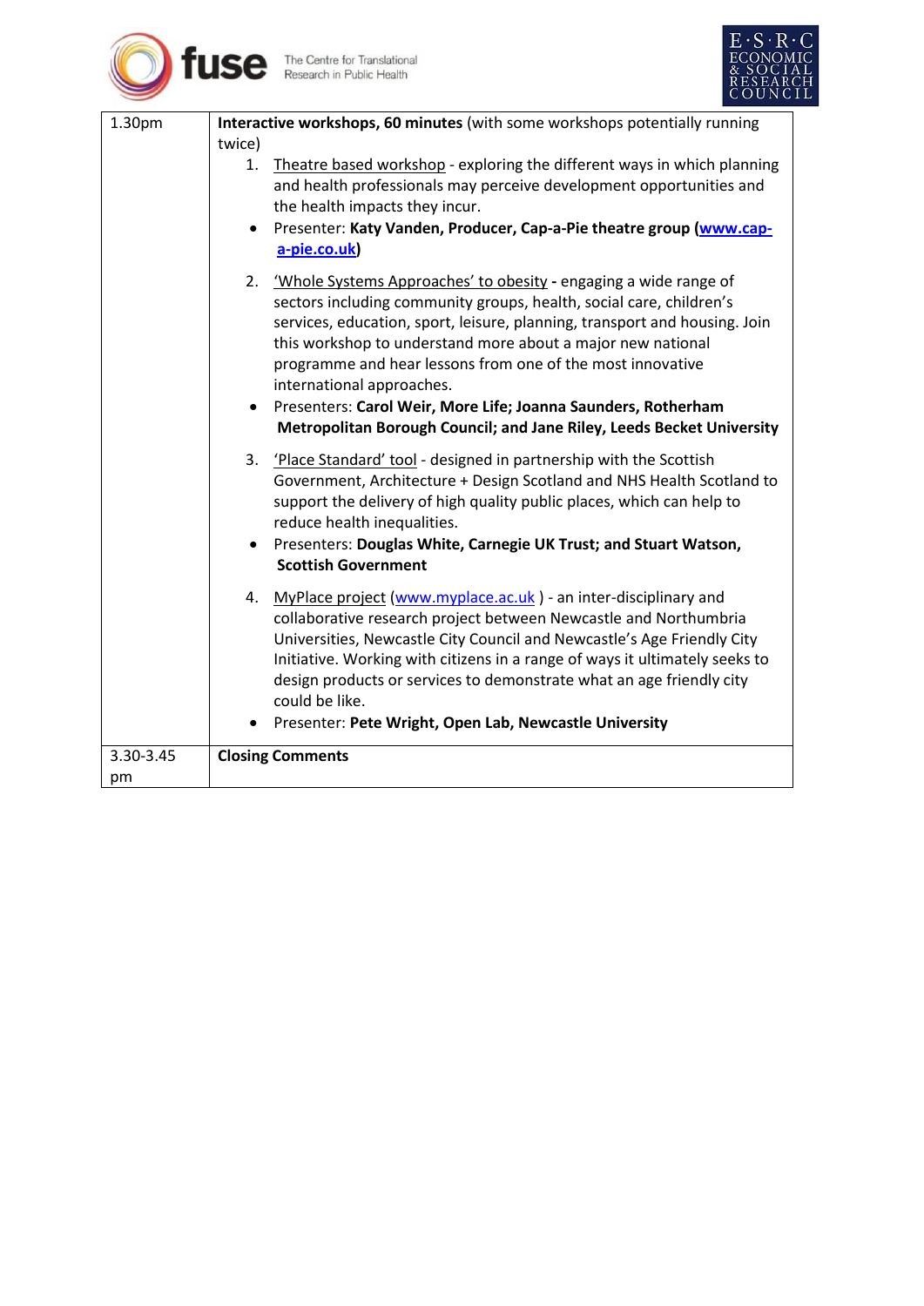| | |
|---|---|
| 1.30pm | **Interactive workshops, 60 minutes** (with some workshops potentially running twice)<br>1. Theatre based workshop - exploring the different ways in which planning and health professionals may perceive development opportunities and the health impacts they incur.<br>• Presenter: **Katy Vanden, Producer, Cap-a-Pie theatre group (www.cap-a-pie.co.uk)**<br><br>2. 'Whole Systems Approaches' to obesity **-** engaging a wide range of sectors including community groups, health, social care, children's services, education, sport, leisure, planning, transport and housing. Join this workshop to understand more about a major new national programme and hear lessons from one of the most innovative international approaches.<br>• Presenters: **Carol Weir, More Life; Joanna Saunders, Rotherham Metropolitan Borough Council; and Jane Riley, Leeds Becket University**<br><br>3. 'Place Standard' tool - designed in partnership with the Scottish Government, Architecture + Design Scotland and NHS Health Scotland to support the delivery of high quality public places, which can help to reduce health inequalities.<br>• Presenters: **Douglas White, Carnegie UK Trust; and Stuart Watson, Scottish Government**<br><br>4. MyPlace project (www.myplace.ac.uk ) - an inter-disciplinary and collaborative research project between Newcastle and Northumbria Universities, Newcastle City Council and Newcastle's Age Friendly City Initiative. Working with citizens in a range of ways it ultimately seeks to design products or services to demonstrate what an age friendly city could be like.<br>• Presenter: **Pete Wright, Open Lab, Newcastle University** |
| 3.30-3.45 pm | **Closing Comments** |